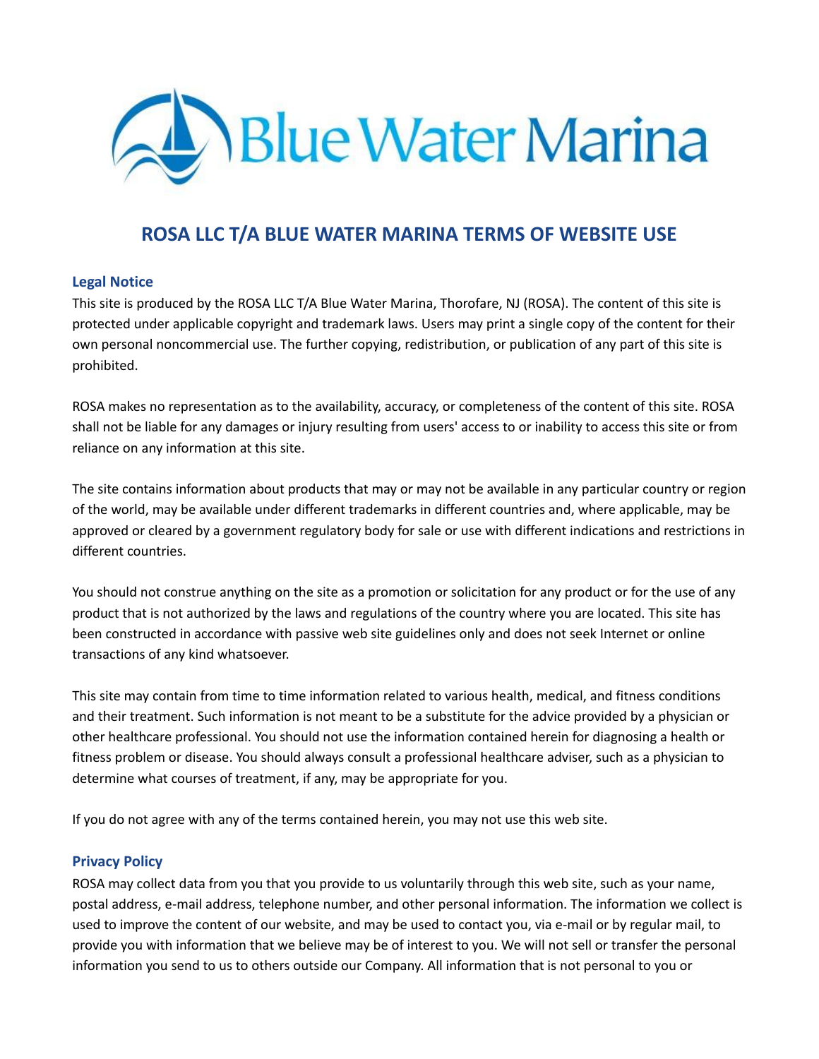# ROSA LLC T/A BLUE WATER MARINA TERMS OF WEBSITE USE

## Legal Notice

This site is produced by the ROSA LLC T/A Blue Water Marina, Thorofare, NJ (ROSA). The content of this site is protected under applicable copyright and trademark laws. Users may print a single copy of the content for their own personal noncommercial use. The further copying, redistribution, or publication of any part of this site is prohibited.

ROSA makes no representation as to the availability, accuracy, or completeness of the content of this site. ROSA shall not be liable for any damages or injury resulting from users' access to or inability to access this site or from reliance on any information at this site.

The site contains information about products that may or may not be available in any particular country or region of the world, may be available under different trademarks in different countries and, where applicable, may be approved or cleared by a government regulatory body for sale or use with different indications and restrictions in different countries.

You should not construe anything on the site as a promotion or solicitation for any product or for the use of any product that is not authorized by the laws and regulations of the country where you are located. This site has been constructed in accordance with passive web site guidelines only and does not seek Internet or online transactions of any kind whatsoever.

This site may contain from time to time information related to various health, medical, and fitness conditions and their treatment. Such information is not meant to be a substitute for the advice provided by a physician or other healthcare professional. You should not use the information contained herein for diagnosing a health or fitness problem or disease. You should always consult a professional healthcare adviser, such as a physician to determine what courses of treatment, if any, may be appropriate for you.

If you do not agree with any of the terms contained herein, you may not use this web site.

## Privacy Policy

ROSA may collect data from you that you provide to us voluntarily through this web site, such as your name, postal address, e-mail address, telephone number, and other personal information. The information we collect is used to improve the content of our website, and may be used to contact you, via e-mail or by regular mail, to provide you with information that we believe may be of interest to you. We will not sell or transfer the personal information you send to us to others outside our Company. All information that is not personal to you or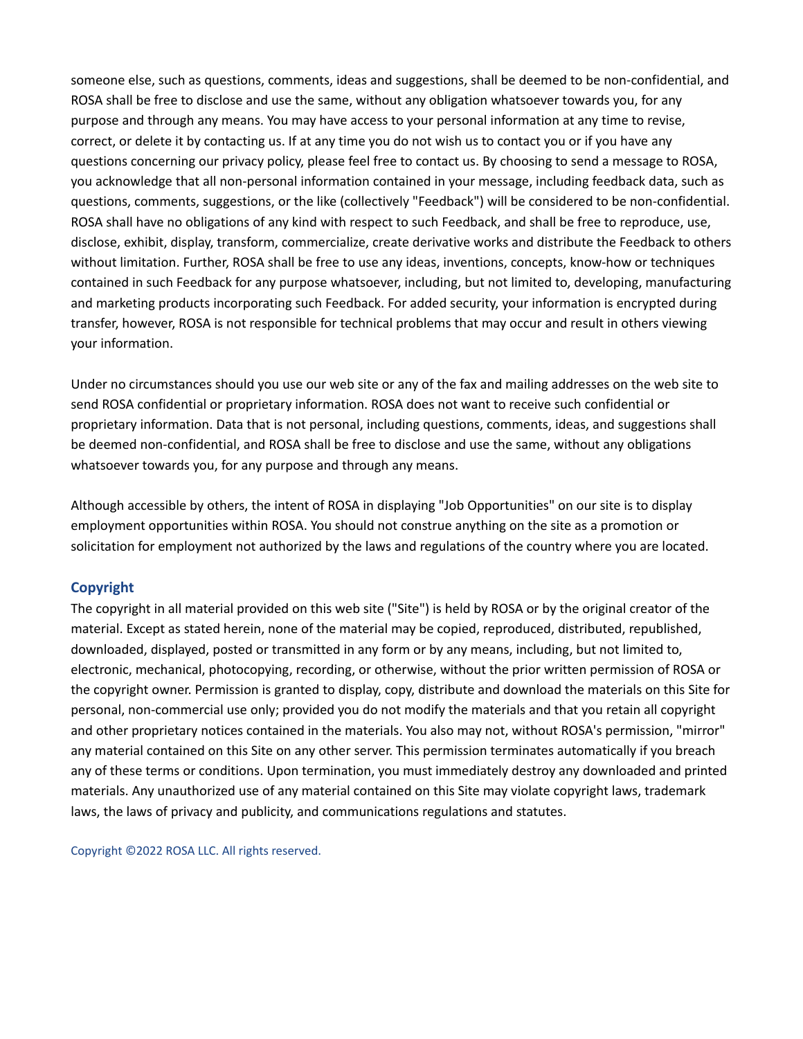someone else, such as questions, comments, ideas and suggestions, shall be deemed to be non-confidential, and ROSA shall be free to disclose and use the same, without any obligation whatsoever towards you, for any purpose and through any means. You may have access to your personal information at any time to revise, correct, or delete it by contacting us. If at any time you do not wish us to contact you or if you have any questions concerning our privacy policy, please feel free to contact us. By choosing to send a message to ROSA, you acknowledge that all non-personal information contained in your message, including feedback data, such as questions, comments, suggestions, or the like (collectively "Feedback") will be considered to be non-confidential. ROSA shall have no obligations of any kind with respect to such Feedback, and shall be free to reproduce, use, disclose, exhibit, display, transform, commercialize, create derivative works and distribute the Feedback to others without limitation. Further, ROSA shall be free to use any ideas, inventions, concepts, know-how or techniques contained in such Feedback for any purpose whatsoever, including, but not limited to, developing, manufacturing and marketing products incorporating such Feedback. For added security, your information is encrypted during transfer, however, ROSA is not responsible for technical problems that may occur and result in others viewing your information.

Under no circumstances should you use our web site or any of the fax and mailing addresses on the web site to send ROSA confidential or proprietary information. ROSA does not want to receive such confidential or proprietary information. Data that is not personal, including questions, comments, ideas, and suggestions shall be deemed non-confidential, and ROSA shall be free to disclose and use the same, without any obligations whatsoever towards you, for any purpose and through any means.

Although accessible by others, the intent of ROSA in displaying "Job Opportunities" on our site is to display employment opportunities within ROSA. You should not construe anything on the site as a promotion or solicitation for employment not authorized by the laws and regulations of the country where you are located.

## Copyright

The copyright in all material provided on this web site ("Site") is held by ROSA or by the original creator of the material. Except as stated herein, none of the material may be copied, reproduced, distributed, republished, downloaded, displayed, posted or transmitted in any form or by any means, including, but not limited to, electronic, mechanical, photocopying, recording, or otherwise, without the prior written permission of ROSA or the copyright owner. Permission is granted to display, copy, distribute and download the materials on this Site for personal, non-commercial use only; provided you do not modify the materials and that you retain all copyright and other proprietary notices contained in the materials. You also may not, without ROSA's permission, "mirror" any material contained on this Site on any other server. This permission terminates automatically if you breach any of these terms or conditions. Upon termination, you must immediately destroy any downloaded and printed materials. Any unauthorized use of any material contained on this Site may violate copyright laws, trademark laws, the laws of privacy and publicity, and communications regulations and statutes.

Copyright ©2022 ROSA LLC. All rights reserved.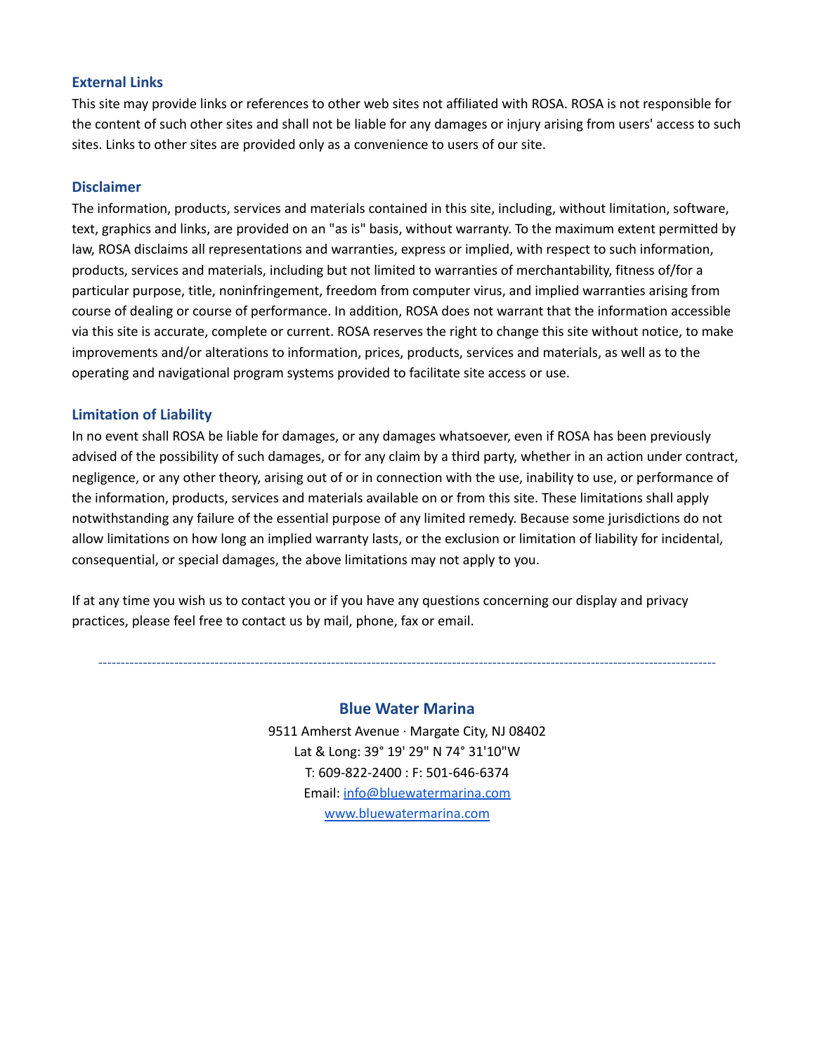### External Links

This site may provide links or references to other web sites not affiliated with ROSA. ROSA is not responsible for the content of such other sites and shall not be liable for any damages or injury arising from users' access to such sites. Links to other sites are provided only as a convenience to users of our site.

### Disclaimer

The information, products, services and materials contained in this site, including, without limitation, software, text, graphics and links, are provided on an "as is" basis, without warranty. To the maximum extent permitted by law, ROSA disclaims all representations and warranties, express or implied, with respect to such information, products, services and materials, including but not limited to warranties of merchantability, fitness of/for a particular purpose, title, noninfringement, freedom from computer virus, and implied warranties arising from course of dealing or course of performance. In addition, ROSA does not warrant that the information accessible via this site is accurate, complete or current. ROSA reserves the right to change this site without notice, to make improvements and/or alterations to information, prices, products, services and materials, as well as to the operating and navigational program systems provided to facilitate site access or use.

### Limitation of Liability

In no event shall ROSA be liable for damages, or any damages whatsoever, even if ROSA has been previously advised of the possibility of such damages, or for any claim by a third party, whether in an action under contract, negligence, or any other theory, arising out of or in connection with the use, inability to use, or performance of the information, products, services and materials available on or from this site. These limitations shall apply notwithstanding any failure of the essential purpose of any limited remedy. Because some jurisdictions do not allow limitations on how long an implied warranty lasts, or the exclusion or limitation of liability for incidental, consequential, or special damages, the above limitations may not apply to you.

If at any time you wish us to contact you or if you have any questions concerning our display and privacy practices, please feel free to contact us by mail, phone, fax or email.

---

**Blue Water Marina**

9511 Amherst Avenue · Margate City, NJ 08402

Lat & Long: 39° 19' 29" N 74° 31'10"W

T: 609-822-2400 : F: 501-646-6374

Email: info@bluewatermarina.com

www.bluewatermarina.com